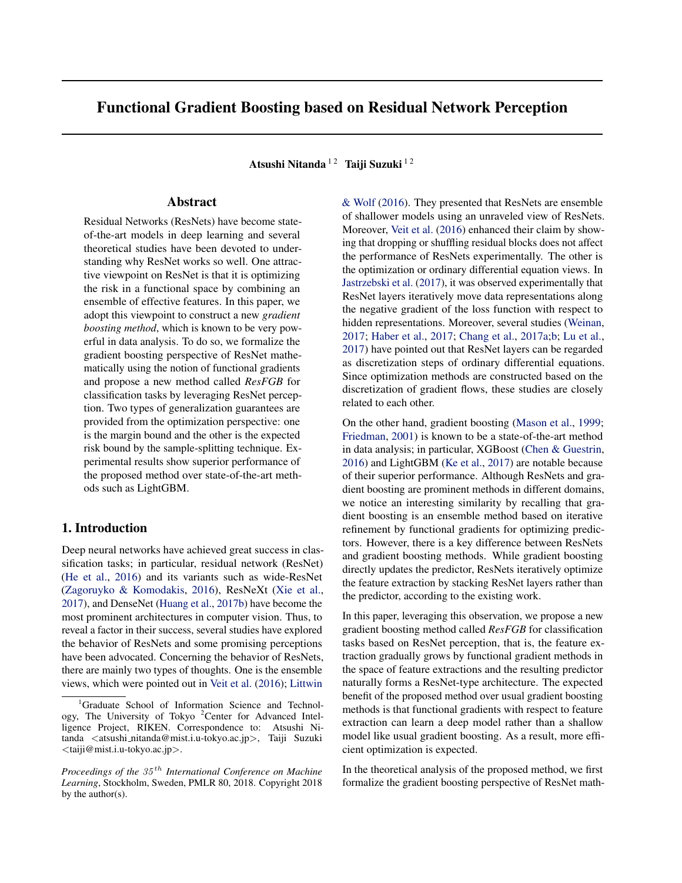# Functional Gradient Boosting based on Residual Network Perception

**Atsushi Nitanda** [1 2] **Taiji Suzuki** [1 2]

## Abstract

Residual Networks (ResNets) have become state-of-the-art models in deep learning and several theoretical studies have been devoted to understanding why ResNet works so well. One attractive viewpoint on ResNet is that it is optimizing the risk in a functional space by combining an ensemble of effective features. In this paper, we adopt this viewpoint to construct a new *gradient boosting method*, which is known to be very powerful in data analysis. To do so, we formalize the gradient boosting perspective of ResNet mathematically using the notion of functional gradients and propose a new method called *ResFGB* for classification tasks by leveraging ResNet perception. Two types of generalization guarantees are provided from the optimization perspective: one is the margin bound and the other is the expected risk bound by the sample-splitting technique. Experimental results show superior performance of the proposed method over state-of-the-art methods such as LightGBM.

## 1. Introduction

Deep neural networks have achieved great success in classification tasks; in particular, residual network (ResNet) (He et al., 2016) and its variants such as wide-ResNet (Zagoruyko & Komodakis, 2016), ResNeXt (Xie et al., 2017), and DenseNet (Huang et al., 2017b) have become the most prominent architectures in computer vision. Thus, to reveal a factor in their success, several studies have explored the behavior of ResNets and some promising perceptions have been advocated. Concerning the behavior of ResNets, there are mainly two types of thoughts. One is the ensemble views, which were pointed out in Veit et al. (2016); Littwin & Wolf (2016). They presented that ResNets are ensemble of shallower models using an unraveled view of ResNets. Moreover, Veit et al. (2016) enhanced their claim by showing that dropping or shuffling residual blocks does not affect the performance of ResNets experimentally. The other is the optimization or ordinary differential equation views. In Jastrzebski et al. (2017), it was observed experimentally that ResNet layers iteratively move data representations along the negative gradient of the loss function with respect to hidden representations. Moreover, several studies (Weinan, 2017; Haber et al., 2017; Chang et al., 2017a;b; Lu et al., 2017) have pointed out that ResNet layers can be regarded as discretization steps of ordinary differential equations. Since optimization methods are constructed based on the discretization of gradient flows, these studies are closely related to each other.

On the other hand, gradient boosting (Mason et al., 1999; Friedman, 2001) is known to be a state-of-the-art method in data analysis; in particular, XGBoost (Chen & Guestrin, 2016) and LightGBM (Ke et al., 2017) are notable because of their superior performance. Although ResNets and gradient boosting are prominent methods in different domains, we notice an interesting similarity by recalling that gradient boosting is an ensemble method based on iterative refinement by functional gradients for optimizing predictors. However, there is a key difference between ResNets and gradient boosting methods. While gradient boosting directly updates the predictor, ResNets iteratively optimize the feature extraction by stacking ResNet layers rather than the predictor, according to the existing work.

In this paper, leveraging this observation, we propose a new gradient boosting method called *ResFGB* for classification tasks based on ResNet perception, that is, the feature extraction gradually grows by functional gradient methods in the space of feature extractions and the resulting predictor naturally forms a ResNet-type architecture. The expected benefit of the proposed method over usual gradient boosting methods is that functional gradients with respect to feature extraction can learn a deep model rather than a shallow model like usual gradient boosting. As a result, more efficient optimization is expected.

In the theoretical analysis of the proposed method, we first formalize the gradient boosting perspective of ResNet math-

---

[1]Graduate School of Information Science and Technology, The University of Tokyo [2]Center for Advanced Intelligence Project, RIKEN. Correspondence to: Atsushi Nitanda <atsushi_nitanda@mist.i.u-tokyo.ac.jp>, Taiji Suzuki <taiji@mist.i.u-tokyo.ac.jp>.

*Proceedings of the 35th International Conference on Machine Learning*, Stockholm, Sweden, PMLR 80, 2018. Copyright 2018 by the author(s).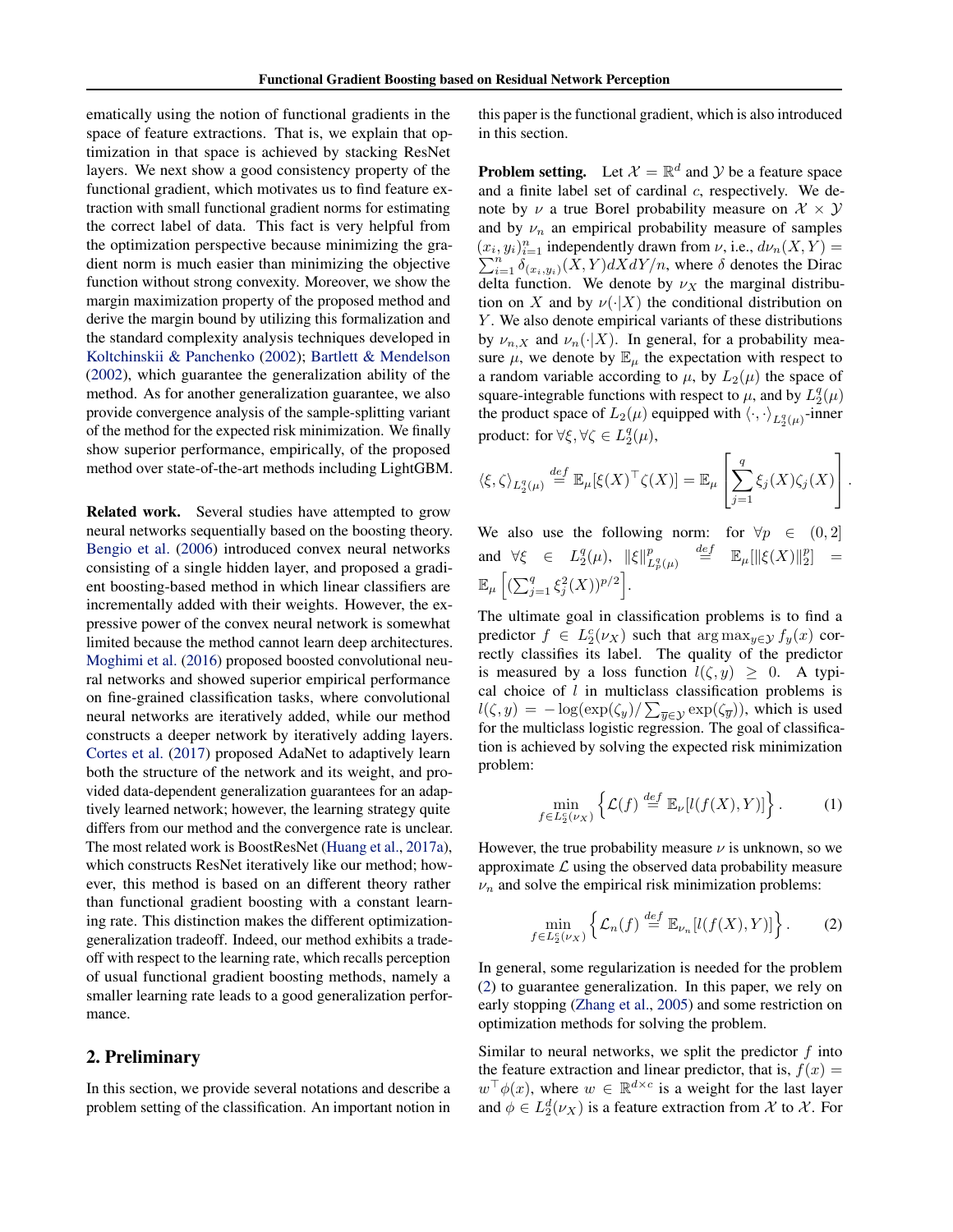ematically using the notion of functional gradients in the space of feature extractions. That is, we explain that optimization in that space is achieved by stacking ResNet layers. We next show a good consistency property of the functional gradient, which motivates us to find feature extraction with small functional gradient norms for estimating the correct label of data. This fact is very helpful from the optimization perspective because minimizing the gradient norm is much easier than minimizing the objective function without strong convexity. Moreover, we show the margin maximization property of the proposed method and derive the margin bound by utilizing this formalization and the standard complexity analysis techniques developed in Koltchinskii & Panchenko (2002); Bartlett & Mendelson (2002), which guarantee the generalization ability of the method. As for another generalization guarantee, we also provide convergence analysis of the sample-splitting variant of the method for the expected risk minimization. We finally show superior performance, empirically, of the proposed method over state-of-the-art methods including LightGBM.

**Related work.** Several studies have attempted to grow neural networks sequentially based on the boosting theory. Bengio et al. (2006) introduced convex neural networks consisting of a single hidden layer, and proposed a gradient boosting-based method in which linear classifiers are incrementally added with their weights. However, the expressive power of the convex neural network is somewhat limited because the method cannot learn deep architectures. Moghimi et al. (2016) proposed boosted convolutional neural networks and showed superior empirical performance on fine-grained classification tasks, where convolutional neural networks are iteratively added, while our method constructs a deeper network by iteratively adding layers. Cortes et al. (2017) proposed AdaNet to adaptively learn both the structure of the network and its weight, and provided data-dependent generalization guarantees for an adaptively learned network; however, the learning strategy quite differs from our method and the convergence rate is unclear. The most related work is BoostResNet (Huang et al., 2017a), which constructs ResNet iteratively like our method; however, this method is based on an different theory rather than functional gradient boosting with a constant learning rate. This distinction makes the different optimization-generalization tradeoff. Indeed, our method exhibits a tradeoff with respect to the learning rate, which recalls perception of usual functional gradient boosting methods, namely a smaller learning rate leads to a good generalization performance.

## 2. Preliminary

In this section, we provide several notations and describe a problem setting of the classification. An important notion in this paper is the functional gradient, which is also introduced in this section.

**Problem setting.** Let $\mathcal{X} = \mathbb{R}^d$ and $\mathcal{Y}$ be a feature space and a finite label set of cardinal $c$, respectively. We denote by $\nu$ a true Borel probability measure on $\mathcal{X} \times \mathcal{Y}$ and by $\nu_n$ an empirical probability measure of samples $(x_i, y_i)_{i=1}^n$ independently drawn from $\nu$, i.e., $d\nu_n(X, Y) = \sum_{i=1}^n \delta_{(x_i,y_i)}(X, Y)dXdY/n$, where $\delta$ denotes the Dirac delta function. We denote by $\nu_X$ the marginal distribution on $X$ and by $\nu(\cdot|X)$ the conditional distribution on $Y$. We also denote empirical variants of these distributions by $\nu_{n,X}$ and $\nu_n(\cdot|X)$. In general, for a probability measure $\mu$, we denote by $\mathbb{E}_\mu$ the expectation with respect to a random variable according to $\mu$, by $L_2(\mu)$ the space of square-integrable functions with respect to $\mu$, and by $L_2^q(\mu)$ the product space of $L_2(\mu)$ equipped with $\langle \cdot, \cdot \rangle_{L_2^q(\mu)}$-inner product: for $\forall \xi, \forall \zeta \in L_2^q(\mu)$,

$$\langle \xi, \zeta \rangle_{L_2^q(\mu)} \stackrel{def}{=} \mathbb{E}_\mu[\xi(X)^\top \zeta(X)] = \mathbb{E}_\mu\left[\sum_{j=1}^q \xi_j(X)\zeta_j(X)\right].$$

We also use the following norm: for $\forall p \in (0, 2]$ and $\forall \xi \in L_2^q(\mu)$, $\|\xi\|_{L_p^q(\mu)}^p \stackrel{def}{=} \mathbb{E}_\mu[\|\xi(X)\|_2^p] = \mathbb{E}_\mu\left[(\sum_{j=1}^q \xi_j^2(X))^{p/2}\right]$.

The ultimate goal in classification problems is to find a predictor $f \in L_2^c(\nu_X)$ such that $\arg\max_{y \in \mathcal{Y}} f_y(x)$ correctly classifies its label. The quality of the predictor is measured by a loss function $l(\zeta, y) \geq 0$. A typical choice of $l$ in multiclass classification problems is $l(\zeta, y) = -\log(\exp(\zeta_y)/\sum_{\overline{y} \in \mathcal{Y}} \exp(\zeta_{\overline{y}}))$, which is used for the multiclass logistic regression. The goal of classification is achieved by solving the expected risk minimization problem:

$$\min_{f \in L_2^c(\nu_X)} \left\{ \mathcal{L}(f) \stackrel{def}{=} \mathbb{E}_\nu[l(f(X), Y)] \right\}. \tag{1}$$

However, the true probability measure $\nu$ is unknown, so we approximate $\mathcal{L}$ using the observed data probability measure $\nu_n$ and solve the empirical risk minimization problems:

$$\min_{f \in L_2^c(\nu_X)} \left\{ \mathcal{L}_n(f) \stackrel{def}{=} \mathbb{E}_{\nu_n}[l(f(X), Y)] \right\}. \tag{2}$$

In general, some regularization is needed for the problem (2) to guarantee generalization. In this paper, we rely on early stopping (Zhang et al., 2005) and some restriction on optimization methods for solving the problem.

Similar to neural networks, we split the predictor $f$ into the feature extraction and linear predictor, that is, $f(x) = w^\top \phi(x)$, where $w \in \mathbb{R}^{d \times c}$ is a weight for the last layer and $\phi \in L_2^d(\nu_X)$ is a feature extraction from $\mathcal{X}$ to $\mathcal{X}$. For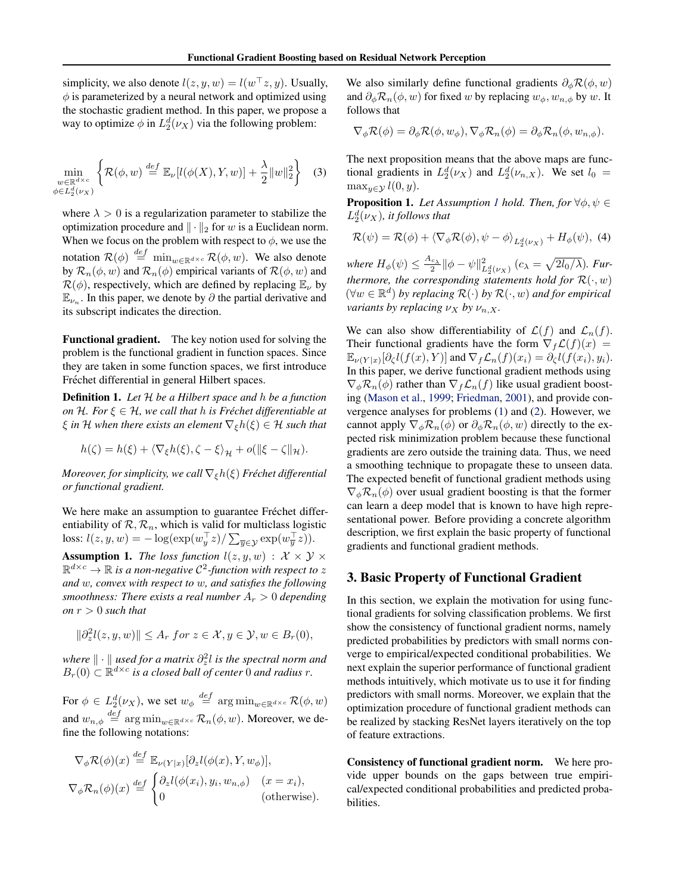simplicity, we also denote $l(z, y, w) = l(w^\top z, y)$. Usually, $\phi$ is parameterized by a neural network and optimized using the stochastic gradient method. In this paper, we propose a way to optimize $\phi$ in $L_2^d(\nu_X)$ via the following problem:

$$\min_{\substack{w \in \mathbb{R}^{d\times c} \\ \phi \in L_2^d(\nu_X)}} \left\{ \mathcal{R}(\phi, w) \stackrel{def}{=} \mathbb{E}_\nu[l(\phi(X), Y, w)] + \frac{\lambda}{2}\|w\|_2^2 \right\} \quad (3)$$

where $\lambda > 0$ is a regularization parameter to stabilize the optimization procedure and $\|\cdot\|_2$ for $w$ is a Euclidean norm. When we focus on the problem with respect to $\phi$, we use the notation $\mathcal{R}(\phi) \stackrel{def}{=} \min_{w\in\mathbb{R}^{d\times c}} \mathcal{R}(\phi, w)$. We also denote by $\mathcal{R}_n(\phi, w)$ and $\mathcal{R}_n(\phi)$ empirical variants of $\mathcal{R}(\phi, w)$ and $\mathcal{R}(\phi)$, respectively, which are defined by replacing $\mathbb{E}_\nu$ by $\mathbb{E}_{\nu_n}$. In this paper, we denote by $\partial$ the partial derivative and its subscript indicates the direction.

**Functional gradient.** The key notion used for solving the problem is the functional gradient in function spaces. Since they are taken in some function spaces, we first introduce Fréchet differential in general Hilbert spaces.

**Definition 1.** *Let $\mathcal{H}$ be a Hilbert space and $h$ be a function on $\mathcal{H}$. For $\xi \in \mathcal{H}$, we call that $h$ is Fréchet differentiable at $\xi$ in $\mathcal{H}$ when there exists an element $\nabla_\xi h(\xi) \in \mathcal{H}$ such that*

$$h(\zeta) = h(\xi) + \langle \nabla_\xi h(\xi), \zeta - \xi \rangle_{\mathcal{H}} + o(\|\xi - \zeta\|_{\mathcal{H}}).$$

*Moreover, for simplicity, we call $\nabla_\xi h(\xi)$ Fréchet differential or functional gradient.*

We here make an assumption to guarantee Fréchet differentiability of $\mathcal{R}, \mathcal{R}_n$, which is valid for multiclass logistic loss: $l(z, y, w) = -\log(\exp(w_y^\top z)/\sum_{\overline{y}\in\mathcal{Y}} \exp(w_{\overline{y}}^\top z))$.

**Assumption 1.** *The loss function $l(z, y, w) : \mathcal{X} \times \mathcal{Y} \times \mathbb{R}^{d\times c} \to \mathbb{R}$ is a non-negative $\mathcal{C}^2$-function with respect to $z$ and $w$, convex with respect to $w$, and satisfies the following smoothness: There exists a real number $A_r > 0$ depending on $r > 0$ such that*

$$\|\partial_z^2 l(z, y, w)\| \leq A_r \; for \; z \in \mathcal{X}, y \in \mathcal{Y}, w \in B_r(0),$$

*where $\|\cdot\|$ used for a matrix $\partial_z^2 l$ is the spectral norm and $B_r(0) \subset \mathbb{R}^{d\times c}$ is a closed ball of center $0$ and radius $r$.*

For $\phi \in L_2^d(\nu_X)$, we set $w_\phi \stackrel{def}{=} \arg\min_{w\in\mathbb{R}^{d\times c}} \mathcal{R}(\phi, w)$ and $w_{n,\phi} \stackrel{def}{=} \arg\min_{w\in\mathbb{R}^{d\times c}} \mathcal{R}_n(\phi, w)$. Moreover, we define the following notations:

$$\nabla_\phi \mathcal{R}(\phi)(x) \stackrel{def}{=} \mathbb{E}_{\nu(Y|x)}[\partial_z l(\phi(x), Y, w_\phi)],$$

$$\nabla_\phi \mathcal{R}_n(\phi)(x) \stackrel{def}{=} \begin{cases} \partial_z l(\phi(x_i), y_i, w_{n,\phi}) & (x = x_i), \\ 0 & (\text{otherwise}). \end{cases}$$

We also similarly define functional gradients $\partial_\phi \mathcal{R}(\phi, w)$ and $\partial_\phi \mathcal{R}_n(\phi, w)$ for fixed $w$ by replacing $w_\phi, w_{n,\phi}$ by $w$. It follows that

$$\nabla_\phi \mathcal{R}(\phi) = \partial_\phi \mathcal{R}(\phi, w_\phi), \nabla_\phi \mathcal{R}_n(\phi) = \partial_\phi \mathcal{R}_n(\phi, w_{n,\phi}).$$

The next proposition means that the above maps are functional gradients in $L_2^d(\nu_X)$ and $L_2^d(\nu_{n,X})$. We set $l_0 = \max_{y\in\mathcal{Y}} l(0, y)$.

**Proposition 1.** *Let Assumption 1 hold. Then, for $\forall \phi, \psi \in L_2^d(\nu_X)$, it follows that*

$$\mathcal{R}(\psi) = \mathcal{R}(\phi) + \langle \nabla_\phi \mathcal{R}(\phi), \psi - \phi \rangle_{L_2^d(\nu_X)} + H_\phi(\psi), \quad (4)$$

*where $H_\phi(\psi) \leq \frac{A_{c_\lambda}}{2}\|\phi - \psi\|^2_{L_2^d(\nu_X)}$ ($c_\lambda = \sqrt{2l_0/\lambda}$). Furthermore, the corresponding statements hold for $\mathcal{R}(\cdot, w)$ ($\forall w \in \mathbb{R}^d$) by replacing $\mathcal{R}(\cdot)$ by $\mathcal{R}(\cdot, w)$ and for empirical variants by replacing $\nu_X$ by $\nu_{n,X}$.*

We can also show differentiability of $\mathcal{L}(f)$ and $\mathcal{L}_n(f)$. Their functional gradients have the form $\nabla_f \mathcal{L}(f)(x) = \mathbb{E}_{\nu(Y|x)}[\partial_\zeta l(f(x), Y)]$ and $\nabla_f \mathcal{L}_n(f)(x_i) = \partial_\zeta l(f(x_i), y_i)$. In this paper, we derive functional gradient methods using $\nabla_\phi \mathcal{R}_n(\phi)$ rather than $\nabla_f \mathcal{L}_n(f)$ like usual gradient boosting (Mason et al., 1999; Friedman, 2001), and provide convergence analyses for problems (1) and (2). However, we cannot apply $\nabla_\phi \mathcal{R}_n(\phi)$ or $\partial_\phi \mathcal{R}_n(\phi, w)$ directly to the expected risk minimization problem because these functional gradients are zero outside the training data. Thus, we need a smoothing technique to propagate these to unseen data. The expected benefit of functional gradient methods using $\nabla_\phi \mathcal{R}_n(\phi)$ over usual gradient boosting is that the former can learn a deep model that is known to have high representational power. Before providing a concrete algorithm description, we first explain the basic property of functional gradients and functional gradient methods.

## 3. Basic Property of Functional Gradient

In this section, we explain the motivation for using functional gradients for solving classification problems. We first show the consistency of functional gradient norms, namely predicted probabilities by predictors with small norms converge to empirical/expected conditional probabilities. We next explain the superior performance of functional gradient methods intuitively, which motivate us to use it for finding predictors with small norms. Moreover, we explain that the optimization procedure of functional gradient methods can be realized by stacking ResNet layers iteratively on the top of feature extractions.

**Consistency of functional gradient norm.** We here provide upper bounds on the gaps between true empirical/expected conditional probabilities and predicted probabilities.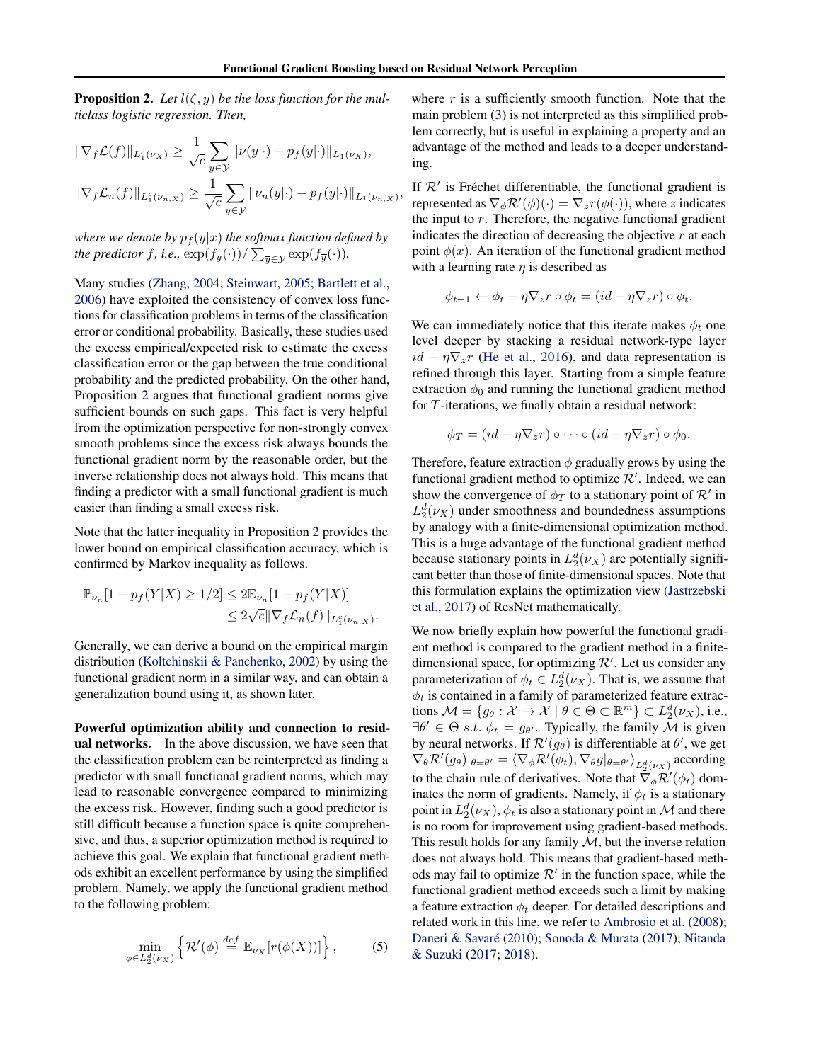**Proposition 2.** *Let $l(\zeta, y)$ be the loss function for the multiclass logistic regression. Then,*

$$\|\nabla_f \mathcal{L}(f)\|_{L_1^c(\nu_X)} \geq \frac{1}{\sqrt{c}} \sum_{y \in \mathcal{Y}} \|\nu(y|\cdot) - p_f(y|\cdot)\|_{L_1(\nu_X)},$$

$$\|\nabla_f \mathcal{L}_n(f)\|_{L_1^c(\nu_{n,X})} \geq \frac{1}{\sqrt{c}} \sum_{y \in \mathcal{Y}} \|\nu_n(y|\cdot) - p_f(y|\cdot)\|_{L_1(\nu_{n,X})},$$

*where we denote by $p_f(y|x)$ the softmax function defined by the predictor $f$, i.e., $\exp(f_y(\cdot))/\sum_{\overline{y} \in \mathcal{Y}} \exp(f_{\overline{y}}(\cdot))$.*

Many studies (Zhang, 2004; Steinwart, 2005; Bartlett et al., 2006) have exploited the consistency of convex loss functions for classification problems in terms of the classification error or conditional probability. Basically, these studies used the excess empirical/expected risk to estimate the excess classification error or the gap between the true conditional probability and the predicted probability. On the other hand, Proposition 2 argues that functional gradient norms give sufficient bounds on such gaps. This fact is very helpful from the optimization perspective for non-strongly convex smooth problems since the excess risk always bounds the functional gradient norm by the reasonable order, but the inverse relationship does not always hold. This means that finding a predictor with a small functional gradient is much easier than finding a small excess risk.

Note that the latter inequality in Proposition 2 provides the lower bound on empirical classification accuracy, which is confirmed by Markov inequality as follows.

$$\begin{aligned}\mathbb{P}_{\nu_n}[1 - p_f(Y|X) \geq 1/2] &\leq 2\mathbb{E}_{\nu_n}[1 - p_f(Y|X)] \\ &\leq 2\sqrt{c}\|\nabla_f \mathcal{L}_n(f)\|_{L_1^c(\nu_{n,X})}.\end{aligned}$$

Generally, we can derive a bound on the empirical margin distribution (Koltchinskii & Panchenko, 2002) by using the functional gradient norm in a similar way, and can obtain a generalization bound using it, as shown later.

**Powerful optimization ability and connection to residual networks.** In the above discussion, we have seen that the classification problem can be reinterpreted as finding a predictor with small functional gradient norms, which may lead to reasonable convergence compared to minimizing the excess risk. However, finding such a good predictor is still difficult because a function space is quite comprehensive, and thus, a superior optimization method is required to achieve this goal. We explain that functional gradient methods exhibit an excellent performance by using the simplified problem. Namely, we apply the functional gradient method to the following problem:

$$\min_{\phi \in L_2^d(\nu_X)} \left\{ \mathcal{R}'(\phi) \stackrel{def}{=} \mathbb{E}_{\nu_X}[r(\phi(X))] \right\}, \tag{5}$$

where $r$ is a sufficiently smooth function. Note that the main problem (3) is not interpreted as this simplified problem correctly, but is useful in explaining a property and an advantage of the method and leads to a deeper understanding.

If $\mathcal{R}'$ is Fréchet differentiable, the functional gradient is represented as $\nabla_\phi \mathcal{R}'(\phi)(\cdot) = \nabla_z r(\phi(\cdot))$, where $z$ indicates the input to $r$. Therefore, the negative functional gradient indicates the direction of decreasing the objective $r$ at each point $\phi(x)$. An iteration of the functional gradient method with a learning rate $\eta$ is described as

$$\phi_{t+1} \leftarrow \phi_t - \eta \nabla_z r \circ \phi_t = (id - \eta \nabla_z r) \circ \phi_t.$$

We can immediately notice that this iterate makes $\phi_t$ one level deeper by stacking a residual network-type layer $id - \eta \nabla_z r$ (He et al., 2016), and data representation is refined through this layer. Starting from a simple feature extraction $\phi_0$ and running the functional gradient method for $T$-iterations, we finally obtain a residual network:

$$\phi_T = (id - \eta \nabla_z r) \circ \cdots \circ (id - \eta \nabla_z r) \circ \phi_0.$$

Therefore, feature extraction $\phi$ gradually grows by using the functional gradient method to optimize $\mathcal{R}'$. Indeed, we can show the convergence of $\phi_T$ to a stationary point of $\mathcal{R}'$ in $L_2^d(\nu_X)$ under smoothness and boundedness assumptions by analogy with a finite-dimensional optimization method. This is a huge advantage of the functional gradient method because stationary points in $L_2^d(\nu_X)$ are potentially significant better than those of finite-dimensional spaces. Note that this formulation explains the optimization view (Jastrzebski et al., 2017) of ResNet mathematically.

We now briefly explain how powerful the functional gradient method is compared to the gradient method in a finite-dimensional space, for optimizing $\mathcal{R}'$. Let us consider any parameterization of $\phi_t \in L_2^d(\nu_X)$. That is, we assume that $\phi_t$ is contained in a family of parameterized feature extractions $\mathcal{M} = \{g_\theta : \mathcal{X} \to \mathcal{X} \mid \theta \in \Theta \subset \mathbb{R}^m\} \subset L_2^d(\nu_X)$, i.e., $\exists \theta' \in \Theta \ s.t.\ \phi_t = g_{\theta'}$. Typically, the family $\mathcal{M}$ is given by neural networks. If $\mathcal{R}'(g_\theta)$ is differentiable at $\theta'$, we get $\nabla_\theta \mathcal{R}'(g_\theta)|_{\theta=\theta'} = \langle \nabla_\phi \mathcal{R}'(\phi_t), \nabla_\theta g|_{\theta=\theta'} \rangle_{L_2^d(\nu_X)}$ according to the chain rule of derivatives. Note that $\nabla_\phi \mathcal{R}'(\phi_t)$ dominates the norm of gradients. Namely, if $\phi_t$ is a stationary point in $L_2^d(\nu_X)$, $\phi_t$ is also a stationary point in $\mathcal{M}$ and there is no room for improvement using gradient-based methods. This result holds for any family $\mathcal{M}$, but the inverse relation does not always hold. This means that gradient-based methods may fail to optimize $\mathcal{R}'$ in the function space, while the functional gradient method exceeds such a limit by making a feature extraction $\phi_t$ deeper. For detailed descriptions and related work in this line, we refer to Ambrosio et al. (2008); Daneri & Savaré (2010); Sonoda & Murata (2017); Nitanda & Suzuki (2017; 2018).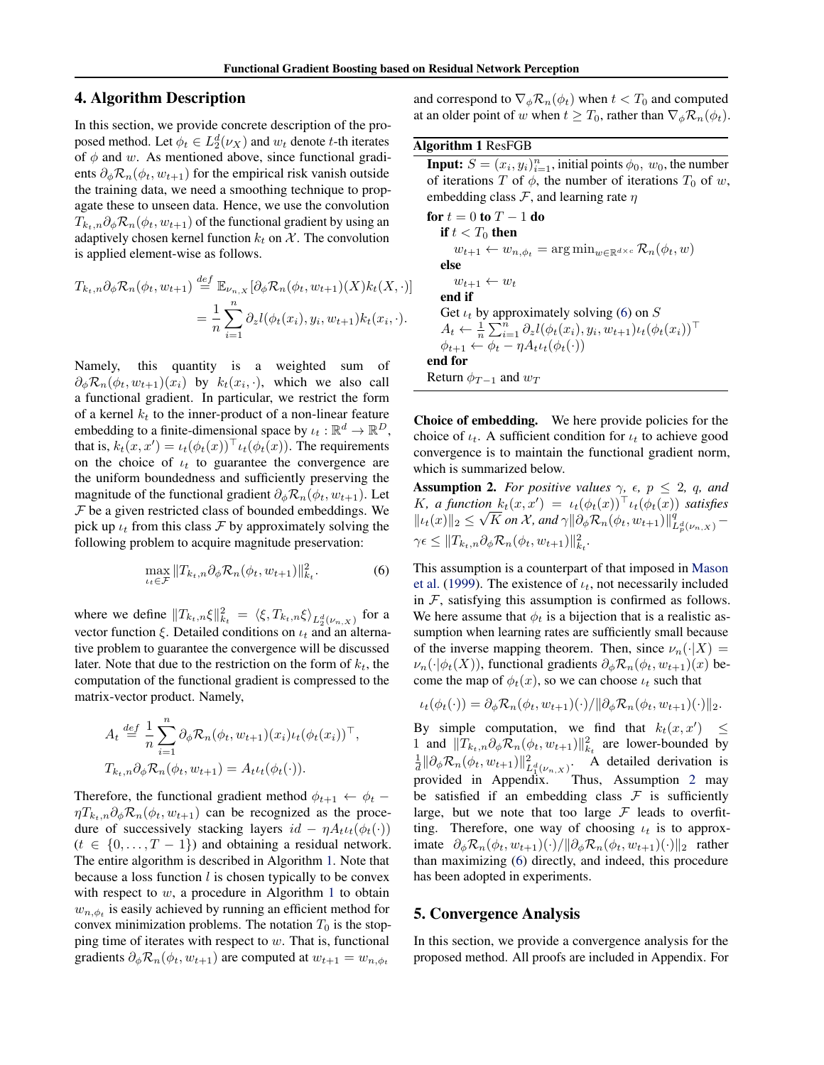## 4. Algorithm Description

In this section, we provide concrete description of the proposed method. Let $\phi_t \in L_2^d(\nu_X)$ and $w_t$ denote $t$-th iterates of $\phi$ and $w$. As mentioned above, since functional gradients $\partial_\phi \mathcal{R}_n(\phi_t, w_{t+1})$ for the empirical risk vanish outside the training data, we need a smoothing technique to propagate these to unseen data. Hence, we use the convolution $T_{k_t,n}\partial_\phi \mathcal{R}_n(\phi_t, w_{t+1})$ of the functional gradient by using an adaptively chosen kernel function $k_t$ on $\mathcal{X}$. The convolution is applied element-wise as follows.

$$
\begin{aligned}
T_{k_t,n}\partial_\phi \mathcal{R}_n(\phi_t, w_{t+1}) &\stackrel{def}{=} \mathbb{E}_{\nu_{n,X}}[\partial_\phi \mathcal{R}_n(\phi_t, w_{t+1})(X) k_t(X, \cdot)] \\
&= \frac{1}{n}\sum_{i=1}^{n} \partial_z l(\phi_t(x_i), y_i, w_{t+1}) k_t(x_i, \cdot).
\end{aligned}
$$

Namely, this quantity is a weighted sum of $\partial_\phi \mathcal{R}_n(\phi_t, w_{t+1})(x_i)$ by $k_t(x_i, \cdot)$, which we also call a functional gradient. In particular, we restrict the form of a kernel $k_t$ to the inner-product of a non-linear feature embedding to a finite-dimensional space by $\iota_t : \mathbb{R}^d \to \mathbb{R}^D$, that is, $k_t(x, x') = \iota_t(\phi_t(x))^\top \iota_t(\phi_t(x))$. The requirements on the choice of $\iota_t$ to guarantee the convergence are the uniform boundedness and sufficiently preserving the magnitude of the functional gradient $\partial_\phi \mathcal{R}_n(\phi_t, w_{t+1})$. Let $\mathcal{F}$ be a given restricted class of bounded embeddings. We pick up $\iota_t$ from this class $\mathcal{F}$ by approximately solving the following problem to acquire magnitude preservation:

$$
\max_{\iota_t \in \mathcal{F}} \| T_{k_t,n}\partial_\phi \mathcal{R}_n(\phi_t, w_{t+1}) \|_{k_t}^2. \tag{6}
$$

where we define $\|T_{k_t,n}\xi\|_{k_t}^2 = \langle \xi, T_{k_t,n}\xi \rangle_{L_2^d(\nu_{n,X})}$ for a vector function $\xi$. Detailed conditions on $\iota_t$ and an alternative problem to guarantee the convergence will be discussed later. Note that due to the restriction on the form of $k_t$, the computation of the functional gradient is compressed to the matrix-vector product. Namely,

$$
\begin{aligned}
A_t &\stackrel{def}{=} \frac{1}{n}\sum_{i=1}^{n} \partial_\phi \mathcal{R}_n(\phi_t, w_{t+1})(x_i) \iota_t(\phi_t(x_i))^\top, \\
T_{k_t,n}\partial_\phi \mathcal{R}_n(\phi_t, w_{t+1}) &= A_t \iota_t(\phi_t(\cdot)).
\end{aligned}
$$

Therefore, the functional gradient method $\phi_{t+1} \leftarrow \phi_t - \eta T_{k_t,n}\partial_\phi \mathcal{R}_n(\phi_t, w_{t+1})$ can be recognized as the procedure of successively stacking layers $id - \eta A_t \iota_t(\phi_t(\cdot))$ ($t \in \{0, \ldots, T-1\}$) and obtaining a residual network. The entire algorithm is described in Algorithm 1. Note that because a loss function $l$ is chosen typically to be convex with respect to $w$, a procedure in Algorithm 1 to obtain $w_{n,\phi_t}$ is easily achieved by running an efficient method for convex minimization problems. The notation $T_0$ is the stopping time of iterates with respect to $w$. That is, functional gradients $\partial_\phi \mathcal{R}_n(\phi_t, w_{t+1})$ are computed at $w_{t+1} = w_{n,\phi_t}$ and correspond to $\nabla_\phi \mathcal{R}_n(\phi_t)$ when $t < T_0$ and computed at an older point of $w$ when $t \geq T_0$, rather than $\nabla_\phi \mathcal{R}_n(\phi_t)$.

**Algorithm 1** ResFGB

```
Input: S = (x_i, y_i)_{i=1}^n, initial points φ_0, w_0, the number
  of iterations T of φ, the number of iterations T_0 of w,
  embedding class F, and learning rate η
for t = 0 to T − 1 do
  if t < T_0 then
    w_{t+1} ← w_{n,φ_t} = arg min_{w ∈ R^{d×c}} R_n(φ_t, w)
  else
    w_{t+1} ← w_t
  end if
  Get ι_t by approximately solving (6) on S
  A_t ← (1/n) Σ_{i=1}^n ∂_z l(φ_t(x_i), y_i, w_{t+1}) ι_t(φ_t(x_i))^⊤
  φ_{t+1} ← φ_t − η A_t ι_t(φ_t(·))
end for
Return φ_{T−1} and w_T
```

**Choice of embedding.** We here provide policies for the choice of $\iota_t$. A sufficient condition for $\iota_t$ to achieve good convergence is to maintain the functional gradient norm, which is summarized below.

**Assumption 2.** *For positive values $\gamma$, $\epsilon$, $p \leq 2$, $q$, and $K$, a function $k_t(x, x') = \iota_t(\phi_t(x))^\top \iota_t(\phi_t(x))$ satisfies $\|\iota_t(x)\|_2 \leq \sqrt{K}$ on $\mathcal{X}$, and $\gamma \|\partial_\phi \mathcal{R}_n(\phi_t, w_{t+1})\|_{L_p^d(\nu_{n,X})}^q - \gamma\epsilon \leq \|T_{k_t,n}\partial_\phi \mathcal{R}_n(\phi_t, w_{t+1})\|_{k_t}^2$.*

This assumption is a counterpart of that imposed in Mason et al. (1999). The existence of $\iota_t$, not necessarily included in $\mathcal{F}$, satisfying this assumption is confirmed as follows. We here assume that $\phi_t$ is a bijection that is a realistic assumption when learning rates are sufficiently small because of the inverse mapping theorem. Then, since $\nu_n(\cdot|X) = \nu_n(\cdot|\phi_t(X))$, functional gradients $\partial_\phi \mathcal{R}_n(\phi_t, w_{t+1})(x)$ become the map of $\phi_t(x)$, so we can choose $\iota_t$ such that

$$
\iota_t(\phi_t(\cdot)) = \partial_\phi \mathcal{R}_n(\phi_t, w_{t+1})(\cdot) / \|\partial_\phi \mathcal{R}_n(\phi_t, w_{t+1})(\cdot)\|_2.
$$

By simple computation, we find that $k_t(x, x') \leq 1$ and $\|T_{k_t,n}\partial_\phi \mathcal{R}_n(\phi_t, w_{t+1})\|_{k_t}^2$ are lower-bounded by $\frac{1}{d}\|\partial_\phi \mathcal{R}_n(\phi_t, w_{t+1})\|_{L_1^d(\nu_{n,X})}^2$. A detailed derivation is provided in Appendix. Thus, Assumption 2 may be satisfied if an embedding class $\mathcal{F}$ is sufficiently large, but we note that too large $\mathcal{F}$ leads to overfitting. Therefore, one way of choosing $\iota_t$ is to approximate $\partial_\phi \mathcal{R}_n(\phi_t, w_{t+1})(\cdot) / \|\partial_\phi \mathcal{R}_n(\phi_t, w_{t+1})(\cdot)\|_2$ rather than maximizing (6) directly, and indeed, this procedure has been adopted in experiments.

## 5. Convergence Analysis

In this section, we provide a convergence analysis for the proposed method. All proofs are included in Appendix. For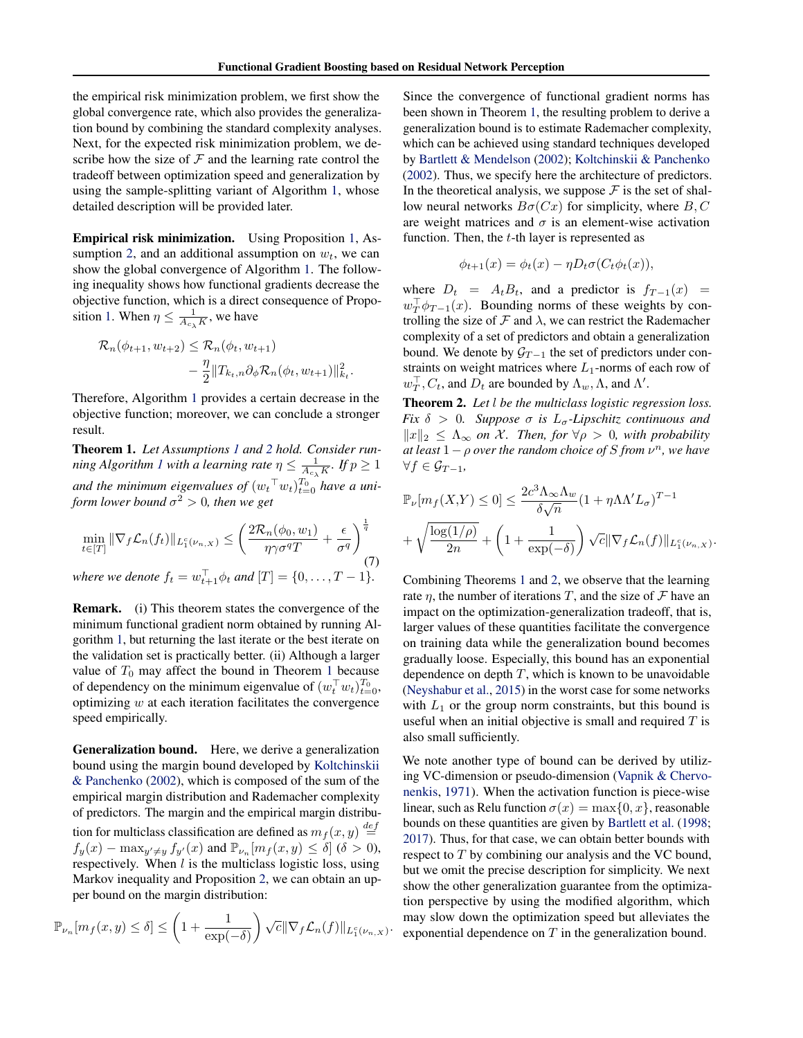the empirical risk minimization problem, we first show the global convergence rate, which also provides the generalization bound by combining the standard complexity analyses. Next, for the expected risk minimization problem, we describe how the size of $\mathcal{F}$ and the learning rate control the tradeoff between optimization speed and generalization by using the sample-splitting variant of Algorithm 1, whose detailed description will be provided later.

**Empirical risk minimization.** Using Proposition 1, Assumption 2, and an additional assumption on $w_t$, we can show the global convergence of Algorithm 1. The following inequality shows how functional gradients decrease the objective function, which is a direct consequence of Proposition 1. When $\eta \leq \frac{1}{A_{c_\lambda} K}$, we have

$$
\begin{aligned}
\mathcal{R}_n(\phi_{t+1}, w_{t+2}) \leq \mathcal{R}_n(\phi_t, w_{t+1}) \\
- \frac{\eta}{2} \| T_{k_t,n} \partial_\phi \mathcal{R}_n(\phi_t, w_{t+1}) \|_{k_t}^2.
\end{aligned}
$$

Therefore, Algorithm 1 provides a certain decrease in the objective function; moreover, we can conclude a stronger result.

**Theorem 1.** *Let Assumptions 1 and 2 hold. Consider running Algorithm 1 with a learning rate $\eta \leq \frac{1}{A_{c_\lambda} K}$. If $p \geq 1$ and the minimum eigenvalues of $({w_t}^\top w_t)_{t=0}^{T_0}$ have a uniform lower bound $\sigma^2 > 0$, then we get*

$$
\min_{t \in [T]} \| \nabla_f \mathcal{L}_n(f_t) \|_{L_1^c(\nu_{n,X})} \leq \left( \frac{2\mathcal{R}_n(\phi_0, w_1)}{\eta \gamma \sigma^q T} + \frac{\epsilon}{\sigma^q} \right)^{\frac{1}{q}} \tag{7}
$$

*where we denote $f_t = w_{t+1}^\top \phi_t$ and $[T] = \{0, \ldots, T-1\}$.*

**Remark.** (i) This theorem states the convergence of the minimum functional gradient norm obtained by running Algorithm 1, but returning the last iterate or the best iterate on the validation set is practically better. (ii) Although a larger value of $T_0$ may affect the bound in Theorem 1 because of dependency on the minimum eigenvalue of $(w_t^\top w_t)_{t=0}^{T_0}$, optimizing $w$ at each iteration facilitates the convergence speed empirically.

**Generalization bound.** Here, we derive a generalization bound using the margin bound developed by Koltchinskii & Panchenko (2002), which is composed of the sum of the empirical margin distribution and Rademacher complexity of predictors. The margin and the empirical margin distribution for multiclass classification are defined as $m_f(x,y) \stackrel{def}{=} f_y(x) - \max_{y' \neq y} f_{y'}(x)$ and $\mathbb{P}_{\nu_n}[m_f(x,y) \leq \delta]$ ($\delta > 0$), respectively. When $l$ is the multiclass logistic loss, using Markov inequality and Proposition 2, we can obtain an upper bound on the margin distribution:

$$
\mathbb{P}_{\nu_n}[m_f(x,y) \leq \delta] \leq \left(1 + \frac{1}{\exp(-\delta)}\right) \sqrt{c} \| \nabla_f \mathcal{L}_n(f) \|_{L_1^c(\nu_{n,X})}.
$$

Since the convergence of functional gradient norms has been shown in Theorem 1, the resulting problem to derive a generalization bound is to estimate Rademacher complexity, which can be achieved using standard techniques developed by Bartlett & Mendelson (2002); Koltchinskii & Panchenko (2002). Thus, we specify here the architecture of predictors. In the theoretical analysis, we suppose $\mathcal{F}$ is the set of shallow neural networks $B\sigma(Cx)$ for simplicity, where $B, C$ are weight matrices and $\sigma$ is an element-wise activation function. Then, the $t$-th layer is represented as

$$
\phi_{t+1}(x) = \phi_t(x) - \eta D_t \sigma(C_t \phi_t(x)),
$$

where $D_t = A_t B_t$, and a predictor is $f_{T-1}(x) = w_T^\top \phi_{T-1}(x)$. Bounding norms of these weights by controlling the size of $\mathcal{F}$ and $\lambda$, we can restrict the Rademacher complexity of a set of predictors and obtain a generalization bound. We denote by $\mathcal{G}_{T-1}$ the set of predictors under constraints on weight matrices where $L_1$-norms of each row of $w_T^\top, C_t$, and $D_t$ are bounded by $\Lambda_w, \Lambda$, and $\Lambda'$.

**Theorem 2.** *Let $l$ be the multiclass logistic regression loss. Fix $\delta > 0$. Suppose $\sigma$ is $L_\sigma$-Lipschitz continuous and $\|x\|_2 \leq \Lambda_\infty$ on $\mathcal{X}$. Then, for $\forall \rho > 0$, with probability at least $1-\rho$ over the random choice of $S$ from $\nu^n$, we have $\forall f \in \mathcal{G}_{T-1}$,*

$$
\begin{aligned}
\mathbb{P}_\nu[m_f(X,Y) \leq 0] &\leq \frac{2c^3 \Lambda_\infty \Lambda_w}{\delta \sqrt{n}} (1 + \eta \Lambda \Lambda' L_\sigma)^{T-1} \\
&+ \sqrt{\frac{\log(1/\rho)}{2n}} + \left(1 + \frac{1}{\exp(-\delta)}\right) \sqrt{c} \| \nabla_f \mathcal{L}_n(f) \|_{L_1^c(\nu_{n,X})}.
\end{aligned}
$$

Combining Theorems 1 and 2, we observe that the learning rate $\eta$, the number of iterations $T$, and the size of $\mathcal{F}$ have an impact on the optimization-generalization tradeoff, that is, larger values of these quantities facilitate the convergence on training data while the generalization bound becomes gradually loose. Especially, this bound has an exponential dependence on depth $T$, which is known to be unavoidable (Neyshabur et al., 2015) in the worst case for some networks with $L_1$ or the group norm constraints, but this bound is useful when an initial objective is small and required $T$ is also small sufficiently.

We note another type of bound can be derived by utilizing VC-dimension or pseudo-dimension (Vapnik & Chervonenkis, 1971). When the activation function is piece-wise linear, such as Relu function $\sigma(x) = \max\{0, x\}$, reasonable bounds on these quantities are given by Bartlett et al. (1998; 2017). Thus, for that case, we can obtain better bounds with respect to $T$ by combining our analysis and the VC bound, but we omit the precise description for simplicity. We next show the other generalization guarantee from the optimization perspective by using the modified algorithm, which may slow down the optimization speed but alleviates the exponential dependence on $T$ in the generalization bound.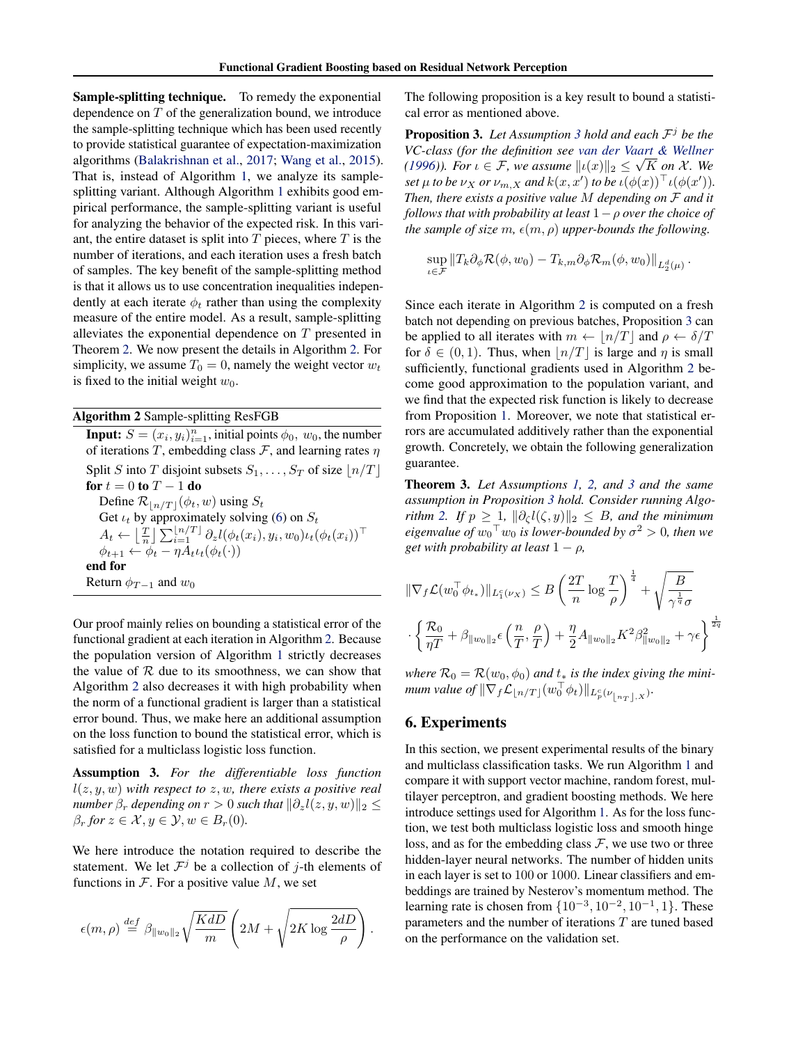**Sample-splitting technique.** To remedy the exponential dependence on $T$ of the generalization bound, we introduce the sample-splitting technique which has been used recently to provide statistical guarantee of expectation-maximization algorithms (Balakrishnan et al., 2017; Wang et al., 2015). That is, instead of Algorithm 1, we analyze its sample-splitting variant. Although Algorithm 1 exhibits good empirical performance, the sample-splitting variant is useful for analyzing the behavior of the expected risk. In this variant, the entire dataset is split into $T$ pieces, where $T$ is the number of iterations, and each iteration uses a fresh batch of samples. The key benefit of the sample-splitting method is that it allows us to use concentration inequalities independently at each iterate $\phi_t$ rather than using the complexity measure of the entire model. As a result, sample-splitting alleviates the exponential dependence on $T$ presented in Theorem 2. We now present the details in Algorithm 2. For simplicity, we assume $T_0 = 0$, namely the weight vector $w_t$ is fixed to the initial weight $w_0$.

**Algorithm 2** Sample-splitting ResFGB

**Input:** $S = (x_i, y_i)_{i=1}^n$, initial points $\phi_0$, $w_0$, the number of iterations $T$, embedding class $\mathcal{F}$, and learning rates $\eta$

Split $S$ into $T$ disjoint subsets $S_1, \ldots, S_T$ of size $\lfloor n/T \rfloor$

**for** $t = 0$ **to** $T - 1$ **do**

  Define $\mathcal{R}_{\lfloor n/T \rfloor}(\phi_t, w)$ using $S_t$

  Get $\iota_t$ by approximately solving (6) on $S_t$

  $A_t \leftarrow \left\lfloor \frac{T}{n} \right\rfloor \sum_{i=1}^{\lfloor n/T \rfloor} \partial_z l(\phi_t(x_i), y_i, w_0) \iota_t(\phi_t(x_i))^\top$

  $\phi_{t+1} \leftarrow \phi_t - \eta A_t \iota_t(\phi_t(\cdot))$

**end for**

Return $\phi_{T-1}$ and $w_0$

Our proof mainly relies on bounding a statistical error of the functional gradient at each iteration in Algorithm 2. Because the population version of Algorithm 1 strictly decreases the value of $\mathcal{R}$ due to its smoothness, we can show that Algorithm 2 also decreases it with high probability when the norm of a functional gradient is larger than a statistical error bound. Thus, we make here an additional assumption on the loss function to bound the statistical error, which is satisfied for a multiclass logistic loss function.

**Assumption 3.** *For the differentiable loss function $l(z, y, w)$ with respect to $z, w$, there exists a positive real number $\beta_r$ depending on $r > 0$ such that $\|\partial_z l(z, y, w)\|_2 \leq \beta_r$ for $z \in \mathcal{X}, y \in \mathcal{Y}, w \in B_r(0)$.*

We here introduce the notation required to describe the statement. We let $\mathcal{F}^j$ be a collection of $j$-th elements of functions in $\mathcal{F}$. For a positive value $M$, we set

$$\epsilon(m, \rho) \stackrel{def}{=} \beta_{\|w_0\|_2} \sqrt{\frac{KdD}{m}} \left( 2M + \sqrt{2K \log \frac{2dD}{\rho}} \right).$$

The following proposition is a key result to bound a statistical error as mentioned above.

**Proposition 3.** *Let Assumption 3 hold and each $\mathcal{F}^j$ be the VC-class (for the definition see van der Vaart & Wellner (1996)). For $\iota \in \mathcal{F}$, we assume $\|\iota(x)\|_2 \leq \sqrt{K}$ on $\mathcal{X}$. We set $\mu$ to be $\nu_X$ or $\nu_{m,X}$ and $k(x, x')$ to be $\iota(\phi(x))^\top \iota(\phi(x'))$. Then, there exists a positive value $M$ depending on $\mathcal{F}$ and it follows that with probability at least $1 - \rho$ over the choice of the sample of size $m$, $\epsilon(m, \rho)$ upper-bounds the following.*

$$\sup_{\iota \in \mathcal{F}} \|T_k \partial_\phi \mathcal{R}(\phi, w_0) - T_{k,m} \partial_\phi \mathcal{R}_m(\phi, w_0)\|_{L_2^d(\mu)}.$$

Since each iterate in Algorithm 2 is computed on a fresh batch not depending on previous batches, Proposition 3 can be applied to all iterates with $m \leftarrow \lfloor n/T \rfloor$ and $\rho \leftarrow \delta/T$ for $\delta \in (0, 1)$. Thus, when $\lfloor n/T \rfloor$ is large and $\eta$ is small sufficiently, functional gradients used in Algorithm 2 become good approximation to the population variant, and we find that the expected risk function is likely to decrease from Proposition 1. Moreover, we note that statistical errors are accumulated additively rather than the exponential growth. Concretely, we obtain the following generalization guarantee.

**Theorem 3.** *Let Assumptions 1, 2, and 3 and the same assumption in Proposition 3 hold. Consider running Algorithm 2. If $p \geq 1$, $\|\partial_\zeta l(\zeta, y)\|_2 \leq B$, and the minimum eigenvalue of $w_0{}^\top w_0$ is lower-bounded by $\sigma^2 > 0$, then we get with probability at least $1 - \rho$,*

$$\|\nabla_f \mathcal{L}(w_0^\top \phi_{t_*})\|_{L_1^c(\nu_X)} \leq B \left( \frac{2T}{n} \log \frac{T}{\rho} \right)^{\frac{1}{4}} + \sqrt{\frac{B}{\gamma^{\frac{1}{q}} \sigma}}$$

$$\cdot \left\{ \frac{\mathcal{R}_0}{\eta T} + \beta_{\|w_0\|_2} \epsilon \left( \frac{n}{T}, \frac{\rho}{T} \right) + \frac{\eta}{2} A_{\|w_0\|_2} K^2 \beta_{\|w_0\|_2}^2 + \gamma \epsilon \right\}^{\frac{1}{2q}}$$

*where $\mathcal{R}_0 = \mathcal{R}(w_0, \phi_0)$ and $t_*$ is the index giving the minimum value of $\|\nabla_f \mathcal{L}_{\lfloor n/T \rfloor}(w_0^\top \phi_t)\|_{L_p^c(\nu_{\lfloor nT \rfloor, X})}$.*

## 6. Experiments

In this section, we present experimental results of the binary and multiclass classification tasks. We run Algorithm 1 and compare it with support vector machine, random forest, multilayer perceptron, and gradient boosting methods. We here introduce settings used for Algorithm 1. As for the loss function, we test both multiclass logistic loss and smooth hinge loss, and as for the embedding class $\mathcal{F}$, we use two or three hidden-layer neural networks. The number of hidden units in each layer is set to 100 or 1000. Linear classifiers and embeddings are trained by Nesterov's momentum method. The learning rate is chosen from $\{10^{-3}, 10^{-2}, 10^{-1}, 1\}$. These parameters and the number of iterations $T$ are tuned based on the performance on the validation set.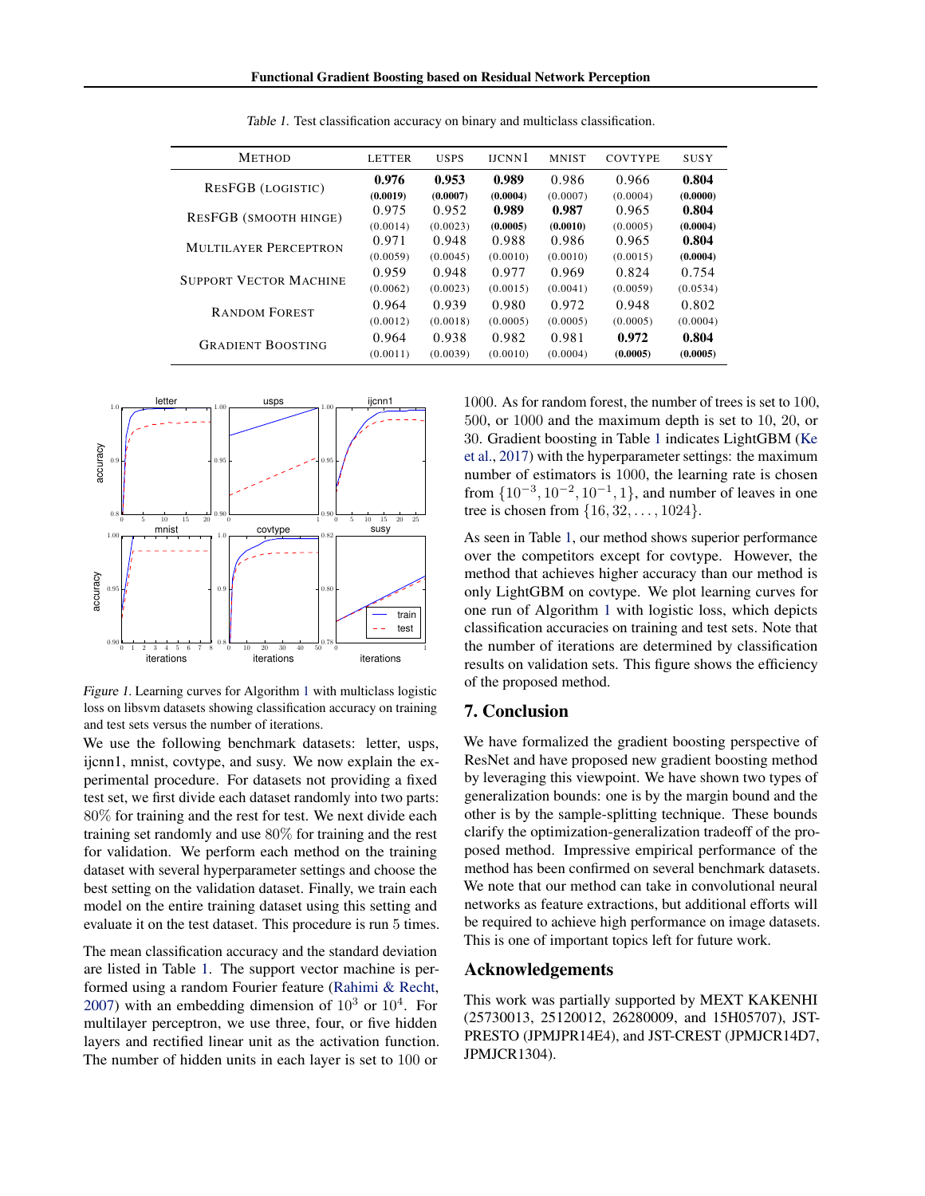*Table 1.* Test classification accuracy on binary and multiclass classification.

| METHOD | LETTER | USPS | IJCNN1 | MNIST | COVTYPE | SUSY |
|---|---|---|---|---|---|---|
| RESFGB (LOGISTIC) | **0.976** **(0.0019)** | **0.953** **(0.0007)** | **0.989** **(0.0004)** | 0.986 (0.0007) | 0.966 (0.0004) | **0.804** **(0.0000)** |
| RESFGB (SMOOTH HINGE) | 0.975 (0.0014) | 0.952 (0.0023) | **0.989** **(0.0005)** | **0.987** **(0.0010)** | 0.965 (0.0005) | **0.804** **(0.0004)** |
| MULTILAYER PERCEPTRON | 0.971 (0.0059) | 0.948 (0.0045) | 0.988 (0.0010) | 0.986 (0.0010) | 0.965 (0.0015) | **0.804** **(0.0004)** |
| SUPPORT VECTOR MACHINE | 0.959 (0.0062) | 0.948 (0.0023) | 0.977 (0.0015) | 0.969 (0.0041) | 0.824 (0.0059) | 0.754 (0.0534) |
| RANDOM FOREST | 0.964 (0.0012) | 0.939 (0.0018) | 0.980 (0.0005) | 0.972 (0.0005) | 0.948 (0.0005) | 0.802 (0.0004) |
| GRADIENT BOOSTING | 0.964 (0.0011) | 0.938 (0.0039) | 0.982 (0.0010) | 0.981 (0.0004) | **0.972** **(0.0005)** | **0.804** **(0.0005)** |

*Figure 1.* Learning curves for Algorithm 1 with multiclass logistic loss on libsvm datasets showing classification accuracy on training and test sets versus the number of iterations.

We use the following benchmark datasets: letter, usps, ijcnn1, mnist, covtype, and susy. We now explain the experimental procedure. For datasets not providing a fixed test set, we first divide each dataset randomly into two parts: $80\%$ for training and the rest for test. We next divide each training set randomly and use $80\%$ for training and the rest for validation. We perform each method on the training dataset with several hyperparameter settings and choose the best setting on the validation dataset. Finally, we train each model on the entire training dataset using this setting and evaluate it on the test dataset. This procedure is run 5 times.

The mean classification accuracy and the standard deviation are listed in Table 1. The support vector machine is performed using a random Fourier feature (Rahimi & Recht, 2007) with an embedding dimension of $10^3$ or $10^4$. For multilayer perceptron, we use three, four, or five hidden layers and rectified linear unit as the activation function. The number of hidden units in each layer is set to 100 or 1000. As for random forest, the number of trees is set to 100, 500, or 1000 and the maximum depth is set to 10, 20, or 30. Gradient boosting in Table 1 indicates LightGBM (Ke et al., 2017) with the hyperparameter settings: the maximum number of estimators is 1000, the learning rate is chosen from $\{10^{-3}, 10^{-2}, 10^{-1}, 1\}$, and number of leaves in one tree is chosen from $\{16, 32, \ldots, 1024\}$.

As seen in Table 1, our method shows superior performance over the competitors except for covtype. However, the method that achieves higher accuracy than our method is only LightGBM on covtype. We plot learning curves for one run of Algorithm 1 with logistic loss, which depicts classification accuracies on training and test sets. Note that the number of iterations are determined by classification results on validation sets. This figure shows the efficiency of the proposed method.

## 7. Conclusion

We have formalized the gradient boosting perspective of ResNet and have proposed new gradient boosting method by leveraging this viewpoint. We have shown two types of generalization bounds: one is by the margin bound and the other is by the sample-splitting technique. These bounds clarify the optimization-generalization tradeoff of the proposed method. Impressive empirical performance of the method has been confirmed on several benchmark datasets. We note that our method can take in convolutional neural networks as feature extractions, but additional efforts will be required to achieve high performance on image datasets. This is one of important topics left for future work.

## Acknowledgements

This work was partially supported by MEXT KAKENHI (25730013, 25120012, 26280009, and 15H05707), JST-PRESTO (JPMJPR14E4), and JST-CREST (JPMJCR14D7, JPMJCR1304).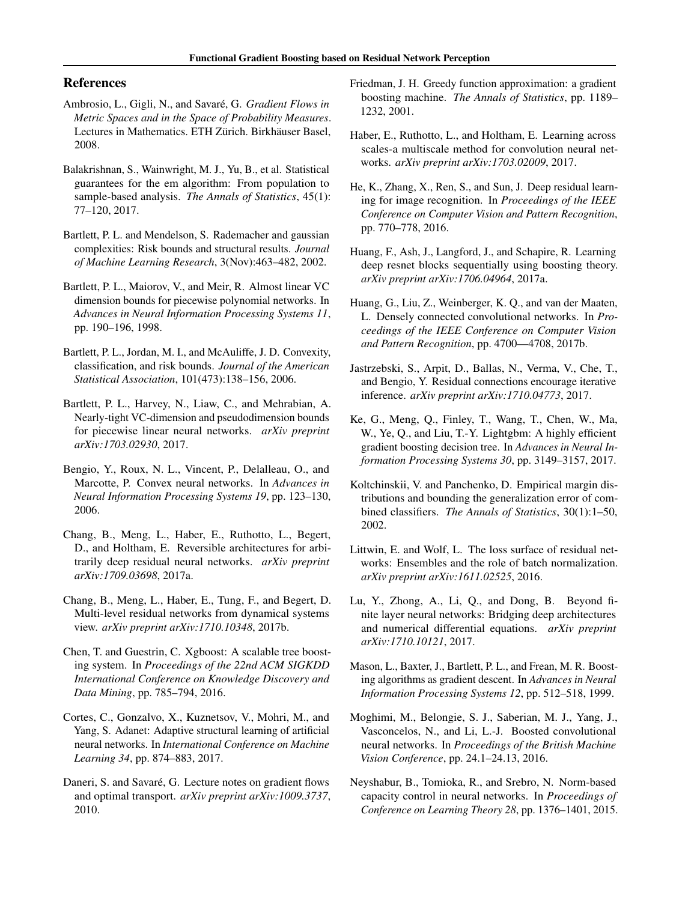## References

Ambrosio, L., Gigli, N., and Savaré, G. *Gradient Flows in Metric Spaces and in the Space of Probability Measures*. Lectures in Mathematics. ETH Zürich. Birkhäuser Basel, 2008.

Balakrishnan, S., Wainwright, M. J., Yu, B., et al. Statistical guarantees for the em algorithm: From population to sample-based analysis. *The Annals of Statistics*, 45(1): 77–120, 2017.

Bartlett, P. L. and Mendelson, S. Rademacher and gaussian complexities: Risk bounds and structural results. *Journal of Machine Learning Research*, 3(Nov):463–482, 2002.

Bartlett, P. L., Maiorov, V., and Meir, R. Almost linear VC dimension bounds for piecewise polynomial networks. In *Advances in Neural Information Processing Systems 11*, pp. 190–196, 1998.

Bartlett, P. L., Jordan, M. I., and McAuliffe, J. D. Convexity, classification, and risk bounds. *Journal of the American Statistical Association*, 101(473):138–156, 2006.

Bartlett, P. L., Harvey, N., Liaw, C., and Mehrabian, A. Nearly-tight VC-dimension and pseudodimension bounds for piecewise linear neural networks. *arXiv preprint arXiv:1703.02930*, 2017.

Bengio, Y., Roux, N. L., Vincent, P., Delalleau, O., and Marcotte, P. Convex neural networks. In *Advances in Neural Information Processing Systems 19*, pp. 123–130, 2006.

Chang, B., Meng, L., Haber, E., Ruthotto, L., Begert, D., and Holtham, E. Reversible architectures for arbitrarily deep residual neural networks. *arXiv preprint arXiv:1709.03698*, 2017a.

Chang, B., Meng, L., Haber, E., Tung, F., and Begert, D. Multi-level residual networks from dynamical systems view. *arXiv preprint arXiv:1710.10348*, 2017b.

Chen, T. and Guestrin, C. Xgboost: A scalable tree boosting system. In *Proceedings of the 22nd ACM SIGKDD International Conference on Knowledge Discovery and Data Mining*, pp. 785–794, 2016.

Cortes, C., Gonzalvo, X., Kuznetsov, V., Mohri, M., and Yang, S. Adanet: Adaptive structural learning of artificial neural networks. In *International Conference on Machine Learning 34*, pp. 874–883, 2017.

Daneri, S. and Savaré, G. Lecture notes on gradient flows and optimal transport. *arXiv preprint arXiv:1009.3737*, 2010.

Friedman, J. H. Greedy function approximation: a gradient boosting machine. *The Annals of Statistics*, pp. 1189–1232, 2001.

Haber, E., Ruthotto, L., and Holtham, E. Learning across scales-a multiscale method for convolution neural networks. *arXiv preprint arXiv:1703.02009*, 2017.

He, K., Zhang, X., Ren, S., and Sun, J. Deep residual learning for image recognition. In *Proceedings of the IEEE Conference on Computer Vision and Pattern Recognition*, pp. 770–778, 2016.

Huang, F., Ash, J., Langford, J., and Schapire, R. Learning deep resnet blocks sequentially using boosting theory. *arXiv preprint arXiv:1706.04964*, 2017a.

Huang, G., Liu, Z., Weinberger, K. Q., and van der Maaten, L. Densely connected convolutional networks. In *Proceedings of the IEEE Conference on Computer Vision and Pattern Recognition*, pp. 4700—4708, 2017b.

Jastrzebski, S., Arpit, D., Ballas, N., Verma, V., Che, T., and Bengio, Y. Residual connections encourage iterative inference. *arXiv preprint arXiv:1710.04773*, 2017.

Ke, G., Meng, Q., Finley, T., Wang, T., Chen, W., Ma, W., Ye, Q., and Liu, T.-Y. Lightgbm: A highly efficient gradient boosting decision tree. In *Advances in Neural Information Processing Systems 30*, pp. 3149–3157, 2017.

Koltchinskii, V. and Panchenko, D. Empirical margin distributions and bounding the generalization error of combined classifiers. *The Annals of Statistics*, 30(1):1–50, 2002.

Littwin, E. and Wolf, L. The loss surface of residual networks: Ensembles and the role of batch normalization. *arXiv preprint arXiv:1611.02525*, 2016.

Lu, Y., Zhong, A., Li, Q., and Dong, B. Beyond finite layer neural networks: Bridging deep architectures and numerical differential equations. *arXiv preprint arXiv:1710.10121*, 2017.

Mason, L., Baxter, J., Bartlett, P. L., and Frean, M. R. Boosting algorithms as gradient descent. In *Advances in Neural Information Processing Systems 12*, pp. 512–518, 1999.

Moghimi, M., Belongie, S. J., Saberian, M. J., Yang, J., Vasconcelos, N., and Li, L.-J. Boosted convolutional neural networks. In *Proceedings of the British Machine Vision Conference*, pp. 24.1–24.13, 2016.

Neyshabur, B., Tomioka, R., and Srebro, N. Norm-based capacity control in neural networks. In *Proceedings of Conference on Learning Theory 28*, pp. 1376–1401, 2015.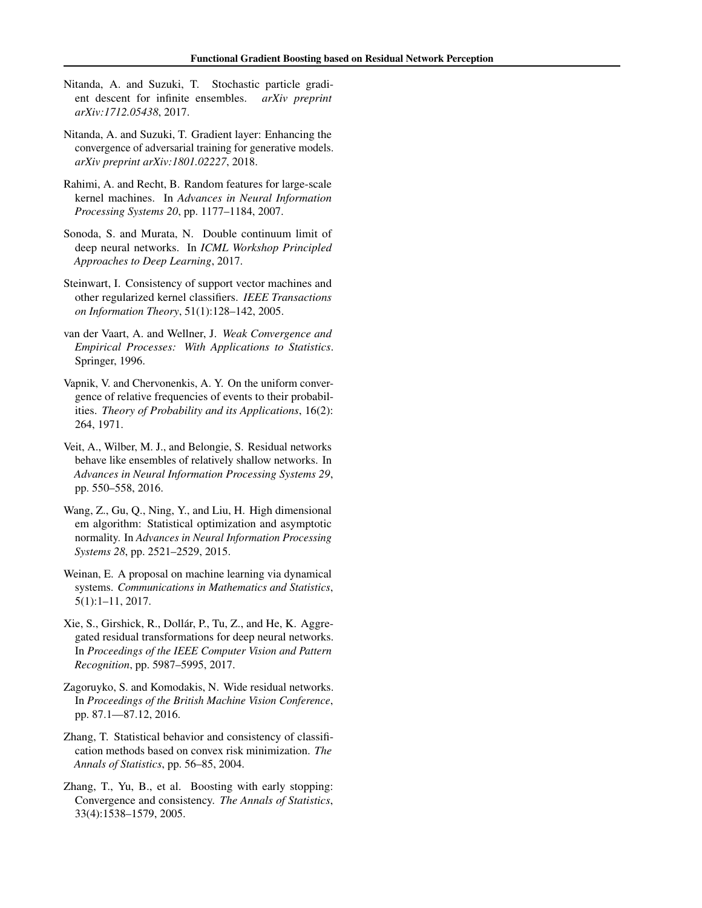Nitanda, A. and Suzuki, T. Stochastic particle gradient descent for infinite ensembles. *arXiv preprint arXiv:1712.05438*, 2017.

Nitanda, A. and Suzuki, T. Gradient layer: Enhancing the convergence of adversarial training for generative models. *arXiv preprint arXiv:1801.02227*, 2018.

Rahimi, A. and Recht, B. Random features for large-scale kernel machines. In *Advances in Neural Information Processing Systems 20*, pp. 1177–1184, 2007.

Sonoda, S. and Murata, N. Double continuum limit of deep neural networks. In *ICML Workshop Principled Approaches to Deep Learning*, 2017.

Steinwart, I. Consistency of support vector machines and other regularized kernel classifiers. *IEEE Transactions on Information Theory*, 51(1):128–142, 2005.

van der Vaart, A. and Wellner, J. *Weak Convergence and Empirical Processes: With Applications to Statistics*. Springer, 1996.

Vapnik, V. and Chervonenkis, A. Y. On the uniform convergence of relative frequencies of events to their probabilities. *Theory of Probability and its Applications*, 16(2): 264, 1971.

Veit, A., Wilber, M. J., and Belongie, S. Residual networks behave like ensembles of relatively shallow networks. In *Advances in Neural Information Processing Systems 29*, pp. 550–558, 2016.

Wang, Z., Gu, Q., Ning, Y., and Liu, H. High dimensional em algorithm: Statistical optimization and asymptotic normality. In *Advances in Neural Information Processing Systems 28*, pp. 2521–2529, 2015.

Weinan, E. A proposal on machine learning via dynamical systems. *Communications in Mathematics and Statistics*, 5(1):1–11, 2017.

Xie, S., Girshick, R., Dollár, P., Tu, Z., and He, K. Aggregated residual transformations for deep neural networks. In *Proceedings of the IEEE Computer Vision and Pattern Recognition*, pp. 5987–5995, 2017.

Zagoruyko, S. and Komodakis, N. Wide residual networks. In *Proceedings of the British Machine Vision Conference*, pp. 87.1—87.12, 2016.

Zhang, T. Statistical behavior and consistency of classification methods based on convex risk minimization. *The Annals of Statistics*, pp. 56–85, 2004.

Zhang, T., Yu, B., et al. Boosting with early stopping: Convergence and consistency. *The Annals of Statistics*, 33(4):1538–1579, 2005.